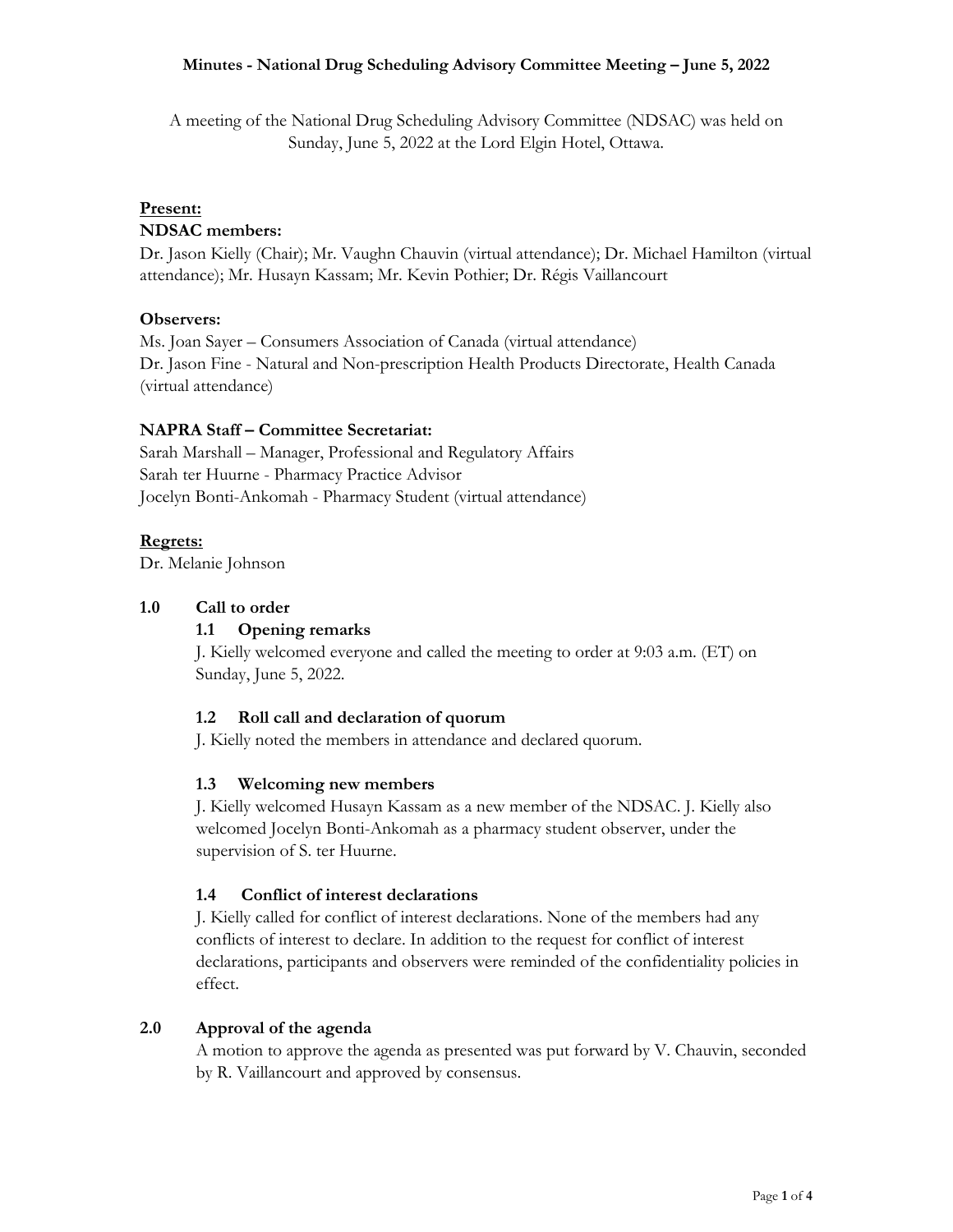# Minutes - National Drug Scheduling Advisory Committee Meeting – June 5, 2022

A meeting of the National Drug Scheduling Advisory Committee (NDSAC) was held on Sunday, June 5, 2022 at the Lord Elgin Hotel, Ottawa.

**Present:**

**NDSAC members:**

Dr. Jason Kielly (Chair); Mr. Vaughn Chauvin (virtual attendance); Dr. Michael Hamilton (virtual attendance); Mr. Husayn Kassam; Mr. Kevin Pothier; Dr. Régis Vaillancourt

**Observers:**

Ms. Joan Sayer – Consumers Association of Canada (virtual attendance)
Dr. Jason Fine - Natural and Non-prescription Health Products Directorate, Health Canada (virtual attendance)

**NAPRA Staff – Committee Secretariat:**

Sarah Marshall – Manager, Professional and Regulatory Affairs
Sarah ter Huurne - Pharmacy Practice Advisor
Jocelyn Bonti-Ankomah - Pharmacy Student (virtual attendance)

**Regrets:**

Dr. Melanie Johnson

## 1.0 Call to order

### 1.1 Opening remarks

J. Kielly welcomed everyone and called the meeting to order at 9:03 a.m. (ET) on Sunday, June 5, 2022.

### 1.2 Roll call and declaration of quorum

J. Kielly noted the members in attendance and declared quorum.

### 1.3 Welcoming new members

J. Kielly welcomed Husayn Kassam as a new member of the NDSAC. J. Kielly also welcomed Jocelyn Bonti-Ankomah as a pharmacy student observer, under the supervision of S. ter Huurne.

### 1.4 Conflict of interest declarations

J. Kielly called for conflict of interest declarations. None of the members had any conflicts of interest to declare. In addition to the request for conflict of interest declarations, participants and observers were reminded of the confidentiality policies in effect.

## 2.0 Approval of the agenda

A motion to approve the agenda as presented was put forward by V. Chauvin, seconded by R. Vaillancourt and approved by consensus.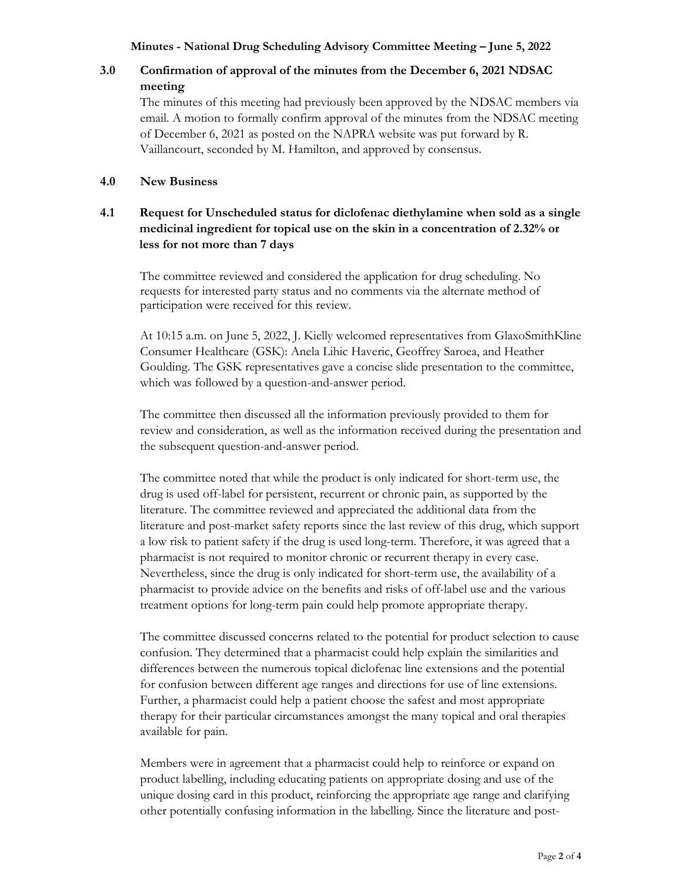## 3.0 Confirmation of approval of the minutes from the December 6, 2021 NDSAC meeting

The minutes of this meeting had previously been approved by the NDSAC members via email. A motion to formally confirm approval of the minutes from the NDSAC meeting of December 6, 2021 as posted on the NAPRA website was put forward by R. Vaillancourt, seconded by M. Hamilton, and approved by consensus.

## 4.0 New Business

### 4.1 Request for Unscheduled status for diclofenac diethylamine when sold as a single medicinal ingredient for topical use on the skin in a concentration of 2.32% or less for not more than 7 days

The committee reviewed and considered the application for drug scheduling. No requests for interested party status and no comments via the alternate method of participation were received for this review.

At 10:15 a.m. on June 5, 2022, J. Kielly welcomed representatives from GlaxoSmithKline Consumer Healthcare (GSK): Anela Lihic Haveric, Geoffrey Saroea, and Heather Goulding. The GSK representatives gave a concise slide presentation to the committee, which was followed by a question-and-answer period.

The committee then discussed all the information previously provided to them for review and consideration, as well as the information received during the presentation and the subsequent question-and-answer period.

The committee noted that while the product is only indicated for short-term use, the drug is used off-label for persistent, recurrent or chronic pain, as supported by the literature. The committee reviewed and appreciated the additional data from the literature and post-market safety reports since the last review of this drug, which support a low risk to patient safety if the drug is used long-term. Therefore, it was agreed that a pharmacist is not required to monitor chronic or recurrent therapy in every case. Nevertheless, since the drug is only indicated for short-term use, the availability of a pharmacist to provide advice on the benefits and risks of off-label use and the various treatment options for long-term pain could help promote appropriate therapy.

The committee discussed concerns related to the potential for product selection to cause confusion. They determined that a pharmacist could help explain the similarities and differences between the numerous topical diclofenac line extensions and the potential for confusion between different age ranges and directions for use of line extensions. Further, a pharmacist could help a patient choose the safest and most appropriate therapy for their particular circumstances amongst the many topical and oral therapies available for pain.

Members were in agreement that a pharmacist could help to reinforce or expand on product labelling, including educating patients on appropriate dosing and use of the unique dosing card in this product, reinforcing the appropriate age range and clarifying other potentially confusing information in the labelling. Since the literature and post-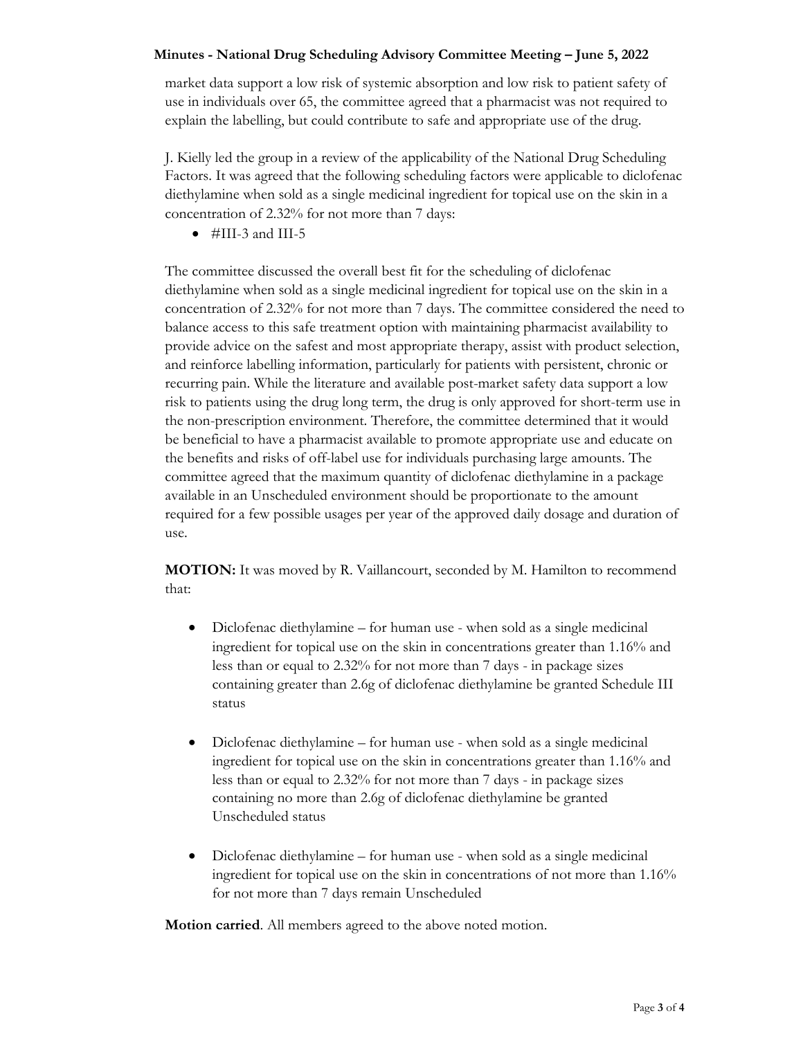market data support a low risk of systemic absorption and low risk to patient safety of use in individuals over 65, the committee agreed that a pharmacist was not required to explain the labelling, but could contribute to safe and appropriate use of the drug.

J. Kielly led the group in a review of the applicability of the National Drug Scheduling Factors. It was agreed that the following scheduling factors were applicable to diclofenac diethylamine when sold as a single medicinal ingredient for topical use on the skin in a concentration of 2.32% for not more than 7 days:

- #III-3 and III-5

The committee discussed the overall best fit for the scheduling of diclofenac diethylamine when sold as a single medicinal ingredient for topical use on the skin in a concentration of 2.32% for not more than 7 days. The committee considered the need to balance access to this safe treatment option with maintaining pharmacist availability to provide advice on the safest and most appropriate therapy, assist with product selection, and reinforce labelling information, particularly for patients with persistent, chronic or recurring pain. While the literature and available post-market safety data support a low risk to patients using the drug long term, the drug is only approved for short-term use in the non-prescription environment. Therefore, the committee determined that it would be beneficial to have a pharmacist available to promote appropriate use and educate on the benefits and risks of off-label use for individuals purchasing large amounts. The committee agreed that the maximum quantity of diclofenac diethylamine in a package available in an Unscheduled environment should be proportionate to the amount required for a few possible usages per year of the approved daily dosage and duration of use.

**MOTION:** It was moved by R. Vaillancourt, seconded by M. Hamilton to recommend that:

- Diclofenac diethylamine – for human use - when sold as a single medicinal ingredient for topical use on the skin in concentrations greater than 1.16% and less than or equal to 2.32% for not more than 7 days - in package sizes containing greater than 2.6g of diclofenac diethylamine be granted Schedule III status

- Diclofenac diethylamine – for human use - when sold as a single medicinal ingredient for topical use on the skin in concentrations greater than 1.16% and less than or equal to 2.32% for not more than 7 days - in package sizes containing no more than 2.6g of diclofenac diethylamine be granted Unscheduled status

- Diclofenac diethylamine – for human use - when sold as a single medicinal ingredient for topical use on the skin in concentrations of not more than 1.16% for not more than 7 days remain Unscheduled

**Motion carried**. All members agreed to the above noted motion.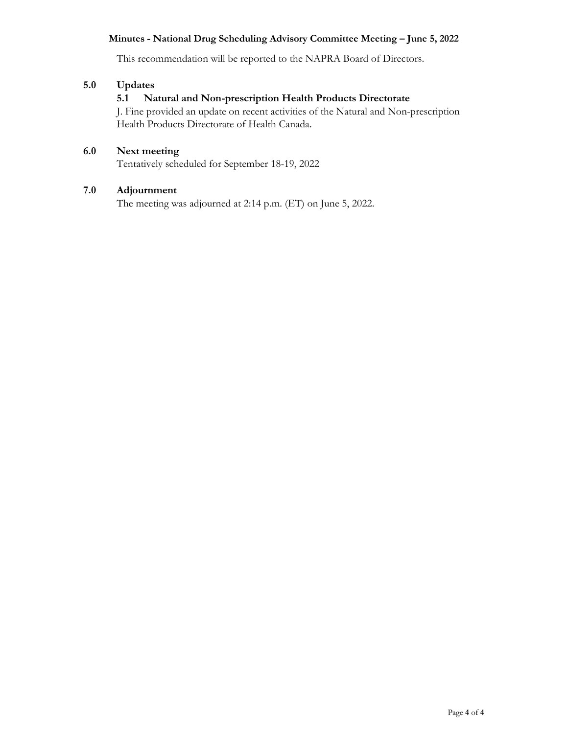This recommendation will be reported to the NAPRA Board of Directors.

## 5.0 Updates

### 5.1 Natural and Non-prescription Health Products Directorate

J. Fine provided an update on recent activities of the Natural and Non-prescription Health Products Directorate of Health Canada.

## 6.0 Next meeting

Tentatively scheduled for September 18-19, 2022

## 7.0 Adjournment

The meeting was adjourned at 2:14 p.m. (ET) on June 5, 2022.